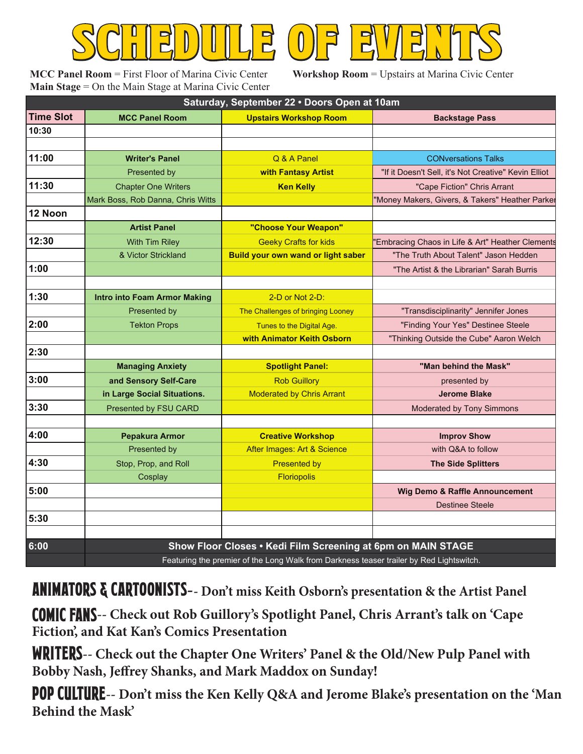# SCHEDULE OF EVENTS

**MCC Panel Room** = First Floor of Marina Civic Center
**Main Stage** = On the Main Stage at Marina Civic Center
**Workshop Room** = Upstairs at Marina Civic Center

| Saturday, September 22 • Doors Open at 10am | | | |
|---|---|---|---|
| **Time Slot** | **MCC Panel Room** | **Upstairs Workshop Room** | **Backstage Pass** |
| 10:30 | | | |
| | | | |
| 11:00 | **Writer's Panel** | Q & A Panel | CONversations Talks |
| | Presented by | **with Fantasy Artist** | "If it Doesn't Sell, it's Not Creative" Kevin Elliot |
| 11:30 | Chapter One Writers | **Ken Kelly** | "Cape Fiction" Chris Arrant |
| | Mark Boss, Rob Danna, Chris Witts | | "Money Makers, Givers, & Takers" Heather Parker |
| 12 Noon | | | |
| | **Artist Panel** | **"Choose Your Weapon"** | |
| 12:30 | With Tim Riley | Geeky Crafts for kids | "Embracing Chaos in Life & Art" Heather Clements |
| | & Victor Strickland | **Build your own wand or light saber** | "The Truth About Talent" Jason Hedden |
| 1:00 | | | "The Artist & the Librarian" Sarah Burris |
| | | | |
| 1:30 | **Intro into Foam Armor Making** | 2-D or Not 2-D: | |
| | Presented by | The Challenges of bringing Looney | "Transdisciplinarity" Jennifer Jones |
| 2:00 | Tekton Props | Tunes to the Digital Age. | "Finding Your Yes" Destinee Steele |
| | | **with Animator Keith Osborn** | "Thinking Outside the Cube" Aaron Welch |
| 2:30 | | | |
| | **Managing Anxiety** | **Spotlight Panel:** | **"Man behind the Mask"** |
| 3:00 | **and Sensory Self-Care** | Rob Guillory | presented by |
| | **in Large Social Situations.** | Moderated by Chris Arrant | **Jerome Blake** |
| 3:30 | Presented by FSU CARD | | Moderated by Tony Simmons |
| | | | |
| 4:00 | **Pepakura Armor** | **Creative Workshop** | **Improv Show** |
| | Presented by | After Images: Art & Science | with Q&A to follow |
| 4:30 | Stop, Prop, and Roll | Presented by | **The Side Splitters** |
| | Cosplay | Floriopolis | |
| 5:00 | | | **Wig Demo & Raffle Announcement** |
| | | | Destinee Steele |
| 5:30 | | | |
| | | | |
| 6:00 | **Show Floor Closes • Kedi Film Screening at 6pm on MAIN STAGE** | | |
| | Featuring the premier of the Long Walk from Darkness teaser trailer by Red Lightswitch. | | |

**ANIMATORS & CARTOONISTS**-- **Don't miss Keith Osborn's presentation & the Artist Panel**

**COMIC FANS**-- **Check out Rob Guillory's Spotlight Panel, Chris Arrant's talk on 'Cape Fiction', and Kat Kan's Comics Presentation**

**WRITERS**-- **Check out the Chapter One Writers' Panel & the Old/New Pulp Panel with Bobby Nash, Jeffrey Shanks, and Mark Maddox on Sunday!**

**POP CULTURE**-- **Don't miss the Ken Kelly Q&A and Jerome Blake's presentation on the 'Man Behind the Mask'**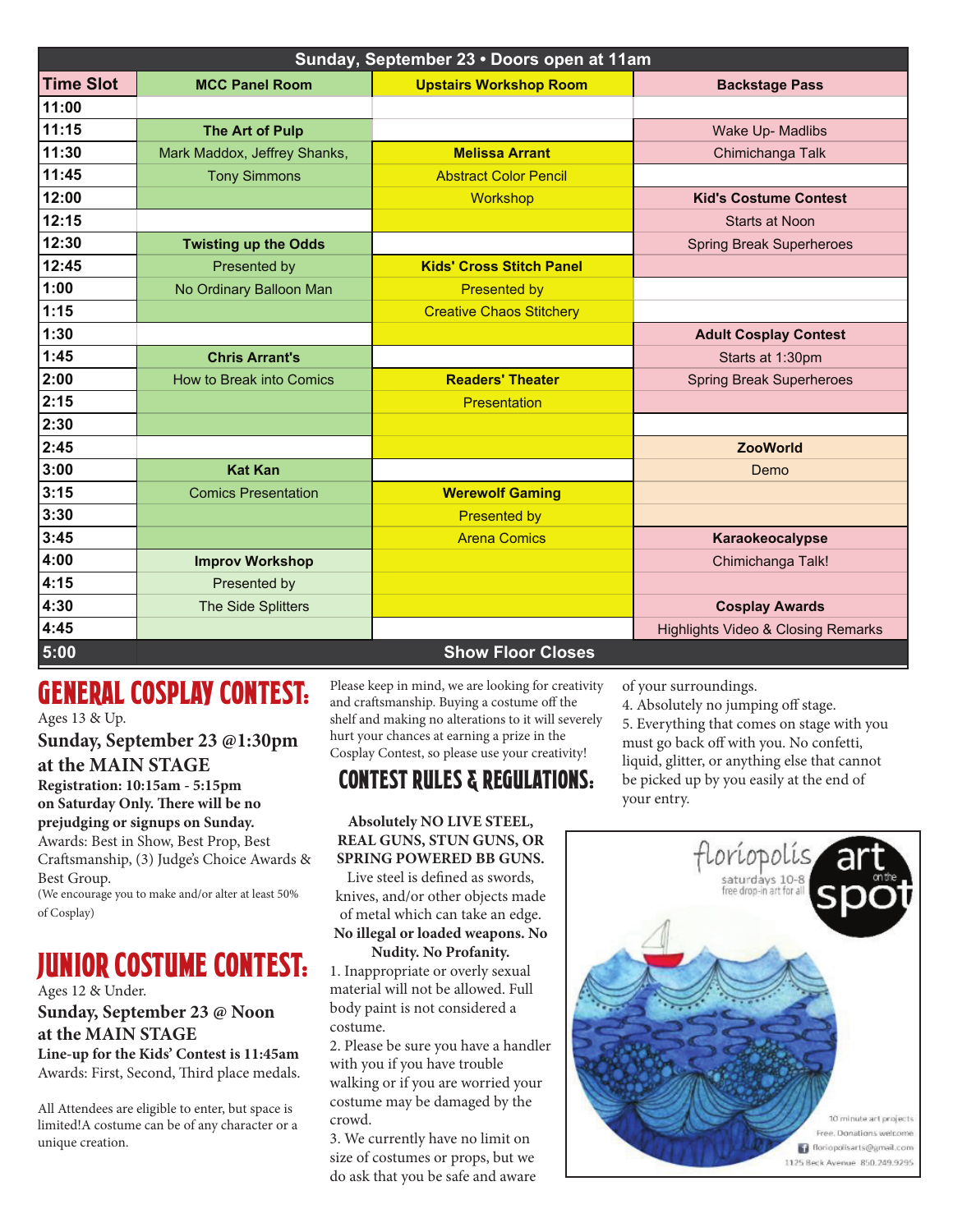| Sunday, September 23 • Doors open at 11am | | | |
|---|---|---|---|
| **Time Slot** | **MCC Panel Room** | **Upstairs Workshop Room** | **Backstage Pass** |
| 11:00 | | | |
| 11:15 | **The Art of Pulp** | | Wake Up- Madlibs |
| 11:30 | Mark Maddox, Jeffrey Shanks, | **Melissa Arrant** | Chimichanga Talk |
| 11:45 | Tony Simmons | Abstract Color Pencil | |
| 12:00 | | Workshop | **Kid's Costume Contest** |
| 12:15 | | | Starts at Noon |
| 12:30 | **Twisting up the Odds** | | Spring Break Superheroes |
| 12:45 | Presented by | **Kids' Cross Stitch Panel** | |
| 1:00 | No Ordinary Balloon Man | Presented by | |
| 1:15 | | Creative Chaos Stitchery | |
| 1:30 | | | **Adult Cosplay Contest** |
| 1:45 | **Chris Arrant's** | | Starts at 1:30pm |
| 2:00 | How to Break into Comics | **Readers' Theater** | Spring Break Superheroes |
| 2:15 | | Presentation | |
| 2:30 | | | |
| 2:45 | | | **ZooWorld** |
| 3:00 | **Kat Kan** | | Demo |
| 3:15 | Comics Presentation | **Werewolf Gaming** | |
| 3:30 | | Presented by | |
| 3:45 | | Arena Comics | **Karaokeocalypse** |
| 4:00 | **Improv Workshop** | | Chimichanga Talk! |
| 4:15 | Presented by | | |
| 4:30 | The Side Splitters | | **Cosplay Awards** |
| 4:45 | | | Highlights Video & Closing Remarks |
| **5:00** | **Show Floor Closes** | | |

## GENERAL COSPLAY CONTEST:

Ages 13 & Up.

**Sunday, September 23 @1:30pm at the MAIN STAGE**

**Registration: 10:15am - 5:15pm on Saturday Only. There will be no prejudging or signups on Sunday.**

Awards: Best in Show, Best Prop, Best Craftsmanship, (3) Judge's Choice Awards & Best Group.

(We encourage you to make and/or alter at least 50% of Cosplay)

## JUNIOR COSTUME CONTEST:

Ages 12 & Under.

**Sunday, September 23 @ Noon at the MAIN STAGE**

**Line-up for the Kids' Contest is 11:45am**

Awards: First, Second, Third place medals.

All Attendees are eligible to enter, but space is limited!A costume can be of any character or a unique creation.

Please keep in mind, we are looking for creativity and craftsmanship. Buying a costume off the shelf and making no alterations to it will severely hurt your chances at earning a prize in the Cosplay Contest, so please use your creativity!

## CONTEST RULES & REGULATIONS:

**Absolutely NO LIVE STEEL, REAL GUNS, STUN GUNS, OR SPRING POWERED BB GUNS.**

Live steel is defined as swords, knives, and/or other objects made of metal which can take an edge.

**No illegal or loaded weapons. No Nudity. No Profanity.**

1. Inappropriate or overly sexual material will not be allowed. Full body paint is not considered a costume.
2. Please be sure you have a handler with you if you have trouble walking or if you are worried your costume may be damaged by the crowd.
3. We currently have no limit on size of costumes or props, but we do ask that you be safe and aware of your surroundings.
4. Absolutely no jumping off stage.
5. Everything that comes on stage with you must go back off with you. No confetti, liquid, glitter, or anything else that cannot be picked up by you easily at the end of your entry.

floriopolis art on the spot
saturdays 10-8
free drop-in art for all

10 minute art projects
Free. Donations welcome
floriopolisarts@gmail.com
1125 Beck Avenue 850.249.9295